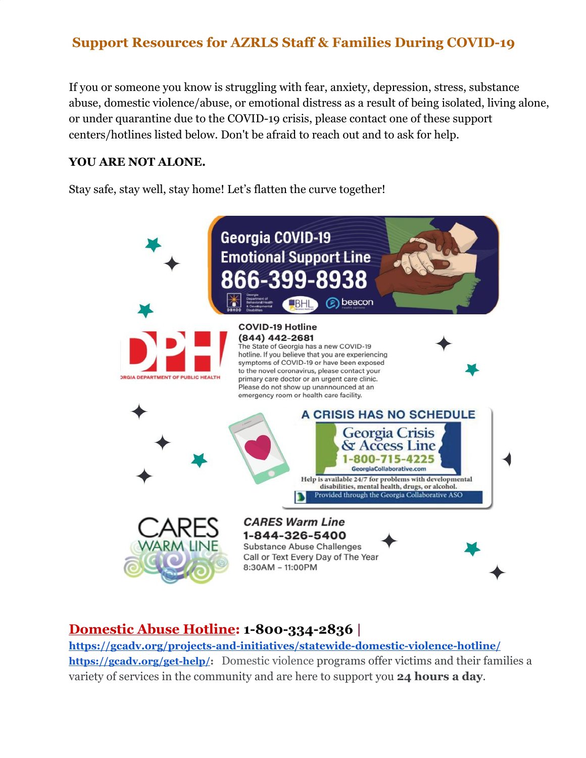## Support Resources for AZRLS Staff & Families During COVID-19

If you or someone you know is struggling with fear, anxiety, depression, stress, substance abuse, domestic violence/abuse, or emotional distress as a result of being isolated, living alone, or under quarantine due to the COVID-19 crisis, please contact one of these support centers/hotlines listed below. Don't be afraid to reach out and to ask for help.

**YOU ARE NOT ALONE.**

Stay safe, stay well, stay home! Let's flatten the curve together!

**Georgia COVID-19 Emotional Support Line**
**866-399-8938**

DBHDD Georgia Department of Behavioral Health & Developmental Disabilities | BHL | beacon health options

DPH GEORGIA DEPARTMENT OF PUBLIC HEALTH

**COVID-19 Hotline**
**(844) 442-2681**
The State of Georgia has a new COVID-19 hotline. If you believe that you are experiencing symptoms of COVID-19 or have been exposed to the novel coronavirus, please contact your primary care doctor or an urgent care clinic. Please do not show up unannounced at an emergency room or health care facility.

**A CRISIS HAS NO SCHEDULE**

**Georgia Crisis & Access Line**
**1-800-715-4225**
GeorgiaCollaborative.com

Help is available 24/7 for problems with developmental disabilities, mental health, drugs, or alcohol.

Provided through the Georgia Collaborative ASO

CARES WARM LINE

***CARES Warm Line***
**1-844-326-5400**
Substance Abuse Challenges
Call or Text Every Day of The Year
8:30AM – 11:00PM

**Domestic Abuse Hotline: 1-800-334-2836** | **https://gcadv.org/projects-and-initiatives/statewide-domestic-violence-hotline/** **https://gcadv.org/get-help/**: Domestic violence programs offer victims and their families a variety of services in the community and are here to support you **24 hours a day**.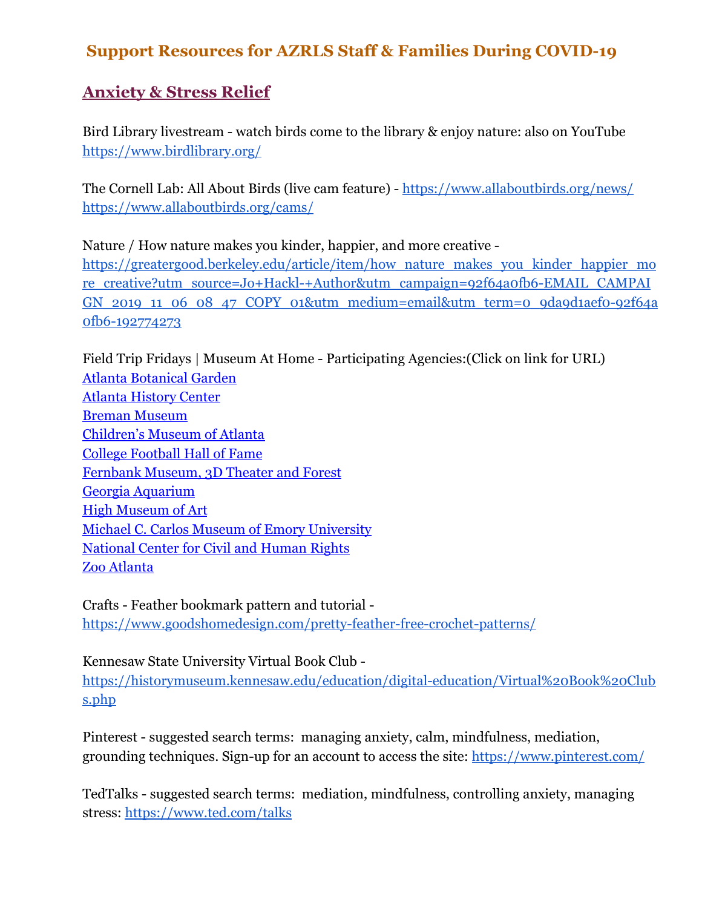## Support Resources for AZRLS Staff & Families During COVID-19

### Anxiety & Stress Relief

Bird Library livestream - watch birds come to the library & enjoy nature: also on YouTube
https://www.birdlibrary.org/

The Cornell Lab: All About Birds (live cam feature) - https://www.allaboutbirds.org/news/
https://www.allaboutbirds.org/cams/

Nature / How nature makes you kinder, happier, and more creative -
https://greatergood.berkeley.edu/article/item/how_nature_makes_you_kinder_happier_more_creative?utm_source=Jo+Hackl-+Author&utm_campaign=92f64a0fb6-EMAIL_CAMPAIGN_2019_11_06_08_47_COPY_01&utm_medium=email&utm_term=0_9da9d1aef0-92f64a0fb6-192774273

Field Trip Fridays | Museum At Home - Participating Agencies:(Click on link for URL)
Atlanta Botanical Garden
Atlanta History Center
Breman Museum
Children's Museum of Atlanta
College Football Hall of Fame
Fernbank Museum, 3D Theater and Forest
Georgia Aquarium
High Museum of Art
Michael C. Carlos Museum of Emory University
National Center for Civil and Human Rights
Zoo Atlanta

Crafts - Feather bookmark pattern and tutorial -
https://www.goodshomedesign.com/pretty-feather-free-crochet-patterns/

Kennesaw State University Virtual Book Club -
https://historymuseum.kennesaw.edu/education/digital-education/Virtual%20Book%20Clubs.php

Pinterest - suggested search terms: managing anxiety, calm, mindfulness, mediation, grounding techniques. Sign-up for an account to access the site: https://www.pinterest.com/

TedTalks - suggested search terms: mediation, mindfulness, controlling anxiety, managing stress: https://www.ted.com/talks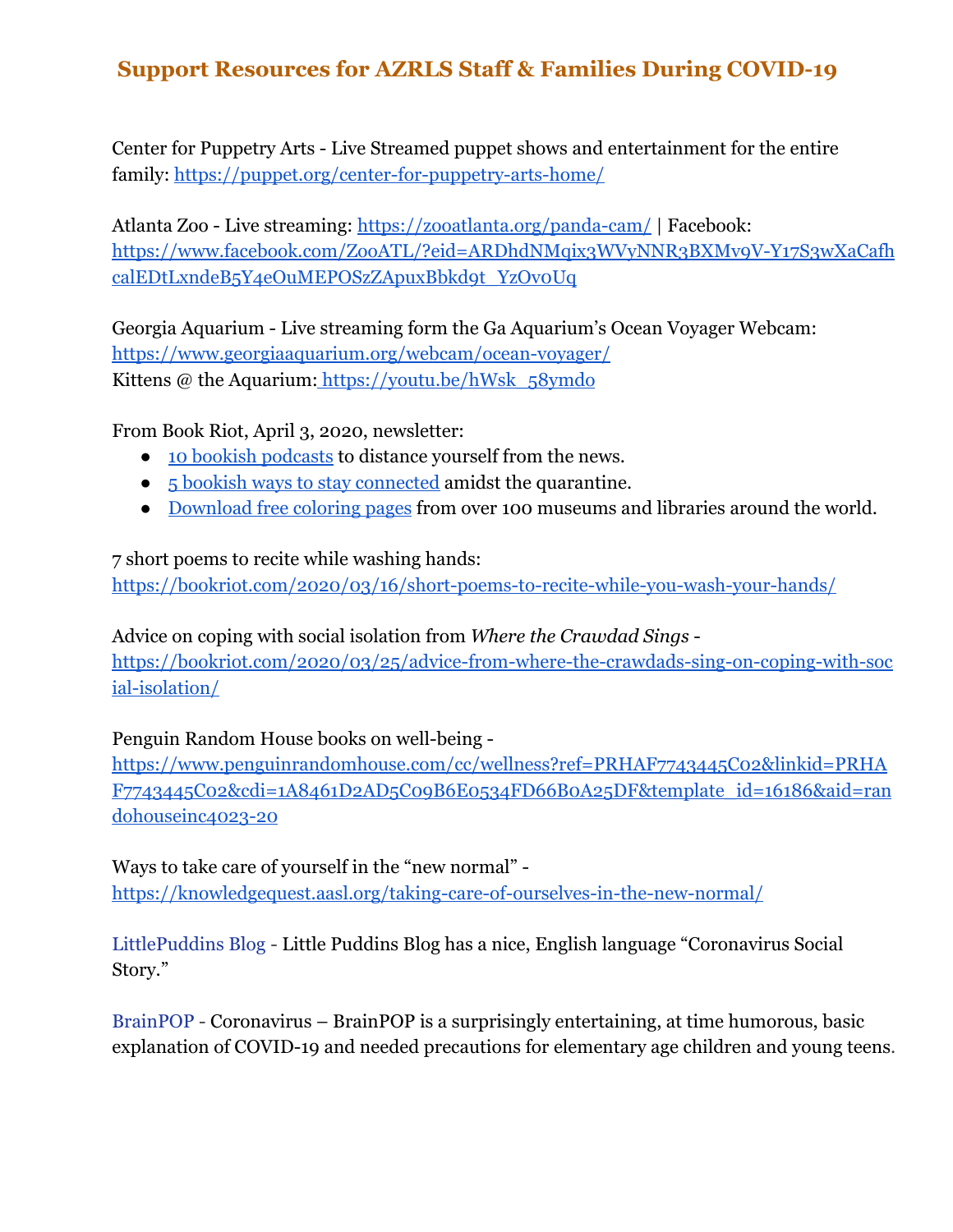## Support Resources for AZRLS Staff & Families During COVID-19

Center for Puppetry Arts - Live Streamed puppet shows and entertainment for the entire family: https://puppet.org/center-for-puppetry-arts-home/

Atlanta Zoo - Live streaming: https://zooatlanta.org/panda-cam/ | Facebook: https://www.facebook.com/ZooATL/?eid=ARDhdNMqix3WVyNNR3BXMv9V-Y17S3wXaCafhcalEDtLxndeB5Y4eOuMEPOSzZApuxBbkd9t_YzOv0Uq

Georgia Aquarium - Live streaming form the Ga Aquarium's Ocean Voyager Webcam: https://www.georgiaaquarium.org/webcam/ocean-voyager/
Kittens @ the Aquarium: https://youtu.be/hWsk_58ymdo

From Book Riot, April 3, 2020, newsletter:

- 10 bookish podcasts to distance yourself from the news.
- 5 bookish ways to stay connected amidst the quarantine.
- Download free coloring pages from over 100 museums and libraries around the world.

7 short poems to recite while washing hands: https://bookriot.com/2020/03/16/short-poems-to-recite-while-you-wash-your-hands/

Advice on coping with social isolation from *Where the Crawdad Sings* - https://bookriot.com/2020/03/25/advice-from-where-the-crawdads-sing-on-coping-with-social-isolation/

Penguin Random House books on well-being - https://www.penguinrandomhouse.com/cc/wellness?ref=PRHAF7743445C02&linkid=PRHAF7743445C02&cdi=1A8461D2AD5C09B6E0534FD66B0A25DF&template_id=16186&aid=randohouseinc4023-20

Ways to take care of yourself in the "new normal" - https://knowledgequest.aasl.org/taking-care-of-ourselves-in-the-new-normal/

LittlePuddins Blog - Little Puddins Blog has a nice, English language "Coronavirus Social Story."

BrainPOP - Coronavirus – BrainPOP is a surprisingly entertaining, at time humorous, basic explanation of COVID-19 and needed precautions for elementary age children and young teens.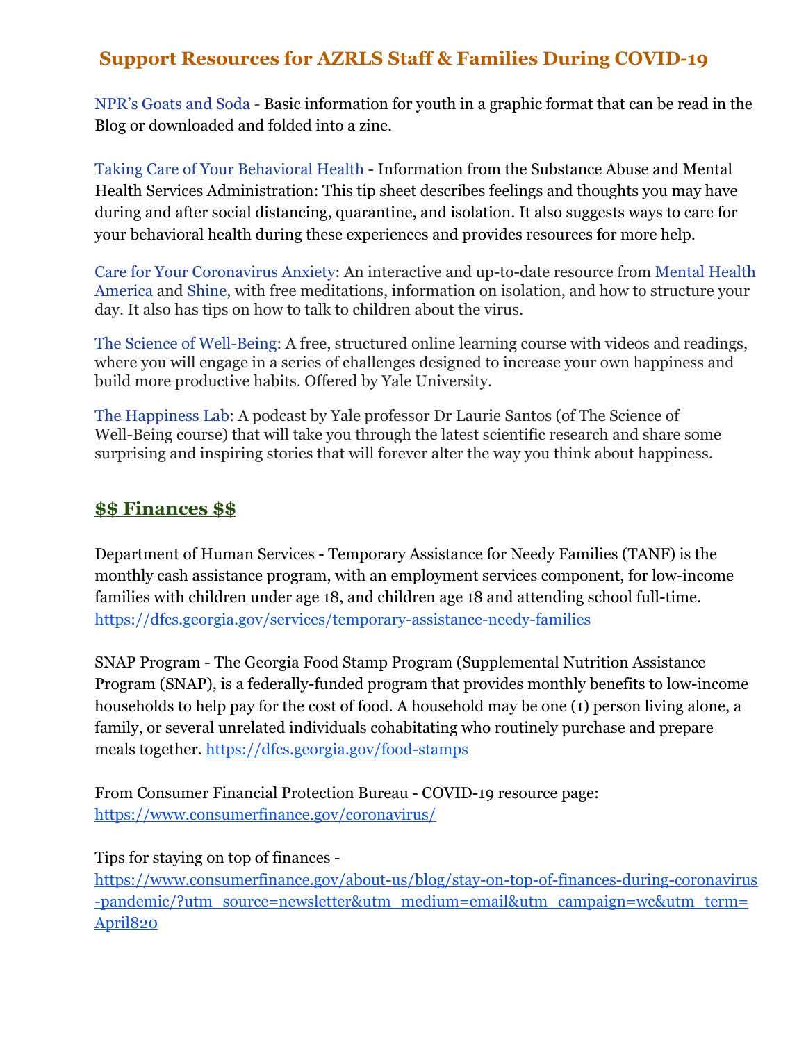## Support Resources for AZRLS Staff & Families During COVID-19

NPR's Goats and Soda - Basic information for youth in a graphic format that can be read in the Blog or downloaded and folded into a zine.

Taking Care of Your Behavioral Health - Information from the Substance Abuse and Mental Health Services Administration: This tip sheet describes feelings and thoughts you may have during and after social distancing, quarantine, and isolation. It also suggests ways to care for your behavioral health during these experiences and provides resources for more help.

Care for Your Coronavirus Anxiety: An interactive and up-to-date resource from Mental Health America and Shine, with free meditations, information on isolation, and how to structure your day. It also has tips on how to talk to children about the virus.

The Science of Well-Being: A free, structured online learning course with videos and readings, where you will engage in a series of challenges designed to increase your own happiness and build more productive habits. Offered by Yale University.

The Happiness Lab: A podcast by Yale professor Dr Laurie Santos (of The Science of Well-Being course) that will take you through the latest scientific research and share some surprising and inspiring stories that will forever alter the way you think about happiness.

## $$ Finances $$

Department of Human Services - Temporary Assistance for Needy Families (TANF) is the monthly cash assistance program, with an employment services component, for low-income families with children under age 18, and children age 18 and attending school full-time. https://dfcs.georgia.gov/services/temporary-assistance-needy-families

SNAP Program - The Georgia Food Stamp Program (Supplemental Nutrition Assistance Program (SNAP), is a federally-funded program that provides monthly benefits to low-income households to help pay for the cost of food. A household may be one (1) person living alone, a family, or several unrelated individuals cohabitating who routinely purchase and prepare meals together. https://dfcs.georgia.gov/food-stamps

From Consumer Financial Protection Bureau - COVID-19 resource page: https://www.consumerfinance.gov/coronavirus/

Tips for staying on top of finances - https://www.consumerfinance.gov/about-us/blog/stay-on-top-of-finances-during-coronavirus-pandemic/?utm_source=newsletter&utm_medium=email&utm_campaign=wc&utm_term=April820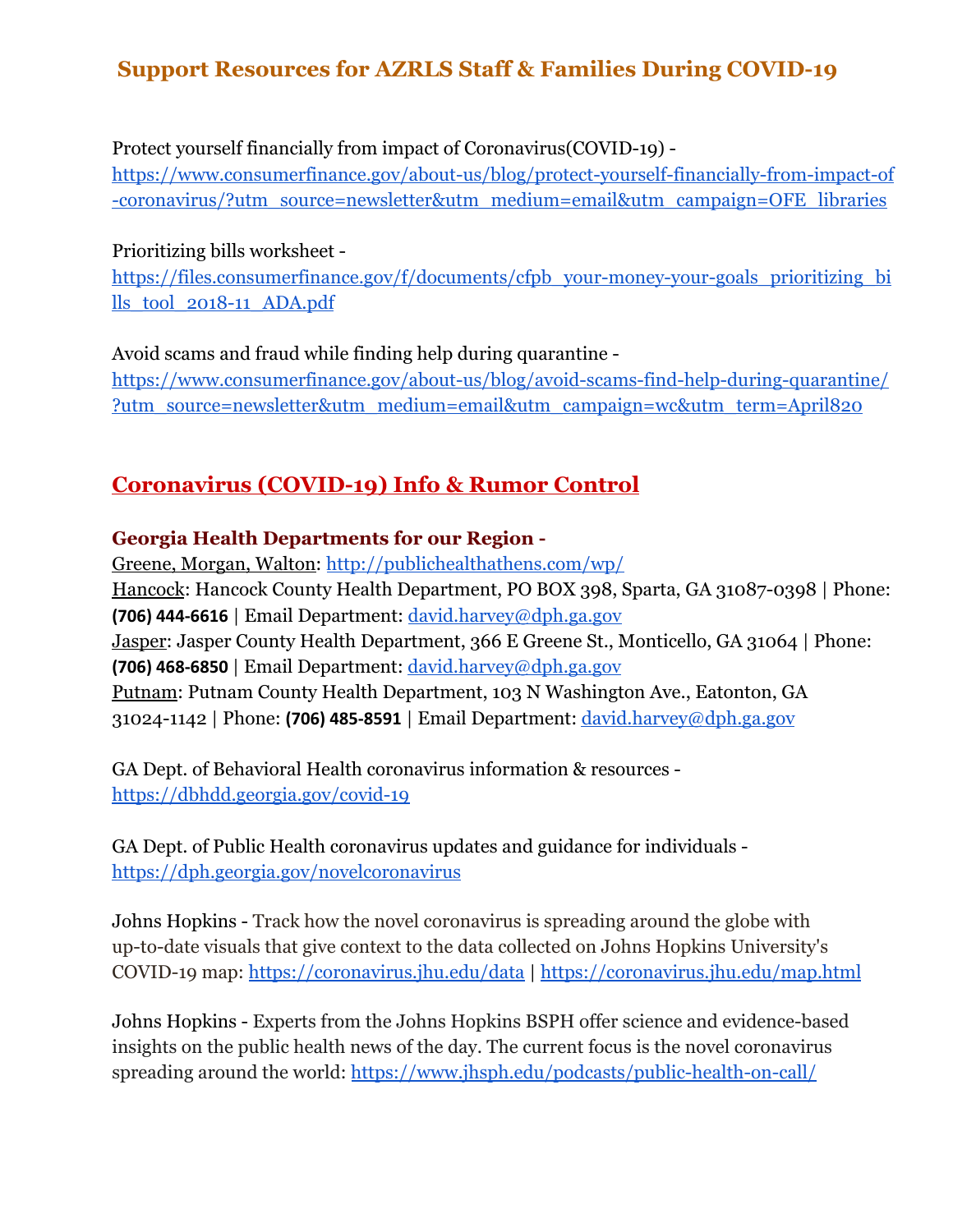## Support Resources for AZRLS Staff & Families During COVID-19

Protect yourself financially from impact of Coronavirus(COVID-19) - [https://www.consumerfinance.gov/about-us/blog/protect-yourself-financially-from-impact-of-coronavirus/?utm_source=newsletter&utm_medium=email&utm_campaign=OFE_libraries](https://www.consumerfinance.gov/about-us/blog/protect-yourself-financially-from-impact-of-coronavirus/?utm_source=newsletter&utm_medium=email&utm_campaign=OFE_libraries)

Prioritizing bills worksheet - [https://files.consumerfinance.gov/f/documents/cfpb_your-money-your-goals_prioritizing_bills_tool_2018-11_ADA.pdf](https://files.consumerfinance.gov/f/documents/cfpb_your-money-your-goals_prioritizing_bills_tool_2018-11_ADA.pdf)

Avoid scams and fraud while finding help during quarantine - [https://www.consumerfinance.gov/about-us/blog/avoid-scams-find-help-during-quarantine/?utm_source=newsletter&utm_medium=email&utm_campaign=wc&utm_term=April820](https://www.consumerfinance.gov/about-us/blog/avoid-scams-find-help-during-quarantine/?utm_source=newsletter&utm_medium=email&utm_campaign=wc&utm_term=April820)

## Coronavirus (COVID-19) Info & Rumor Control

### Georgia Health Departments for our Region -

Greene, Morgan, Walton: [http://publichealthathens.com/wp/](http://publichealthathens.com/wp/)
Hancock: Hancock County Health Department, PO BOX 398, Sparta, GA 31087-0398 | Phone: **(706) 444-6616** | Email Department: [david.harvey@dph.ga.gov](mailto:david.harvey@dph.ga.gov)
Jasper: Jasper County Health Department, 366 E Greene St., Monticello, GA 31064 | Phone: **(706) 468-6850** | Email Department: [david.harvey@dph.ga.gov](mailto:david.harvey@dph.ga.gov)
Putnam: Putnam County Health Department, 103 N Washington Ave., Eatonton, GA 31024-1142 | Phone: **(706) 485-8591** | Email Department: [david.harvey@dph.ga.gov](mailto:david.harvey@dph.ga.gov)

GA Dept. of Behavioral Health coronavirus information & resources - [https://dbhdd.georgia.gov/covid-19](https://dbhdd.georgia.gov/covid-19)

GA Dept. of Public Health coronavirus updates and guidance for individuals - [https://dph.georgia.gov/novelcoronavirus](https://dph.georgia.gov/novelcoronavirus)

Johns Hopkins - Track how the novel coronavirus is spreading around the globe with up-to-date visuals that give context to the data collected on Johns Hopkins University's COVID-19 map: [https://coronavirus.jhu.edu/data](https://coronavirus.jhu.edu/data) | [https://coronavirus.jhu.edu/map.html](https://coronavirus.jhu.edu/map.html)

Johns Hopkins - Experts from the Johns Hopkins BSPH offer science and evidence-based insights on the public health news of the day. The current focus is the novel coronavirus spreading around the world: [https://www.jhsph.edu/podcasts/public-health-on-call/](https://www.jhsph.edu/podcasts/public-health-on-call/)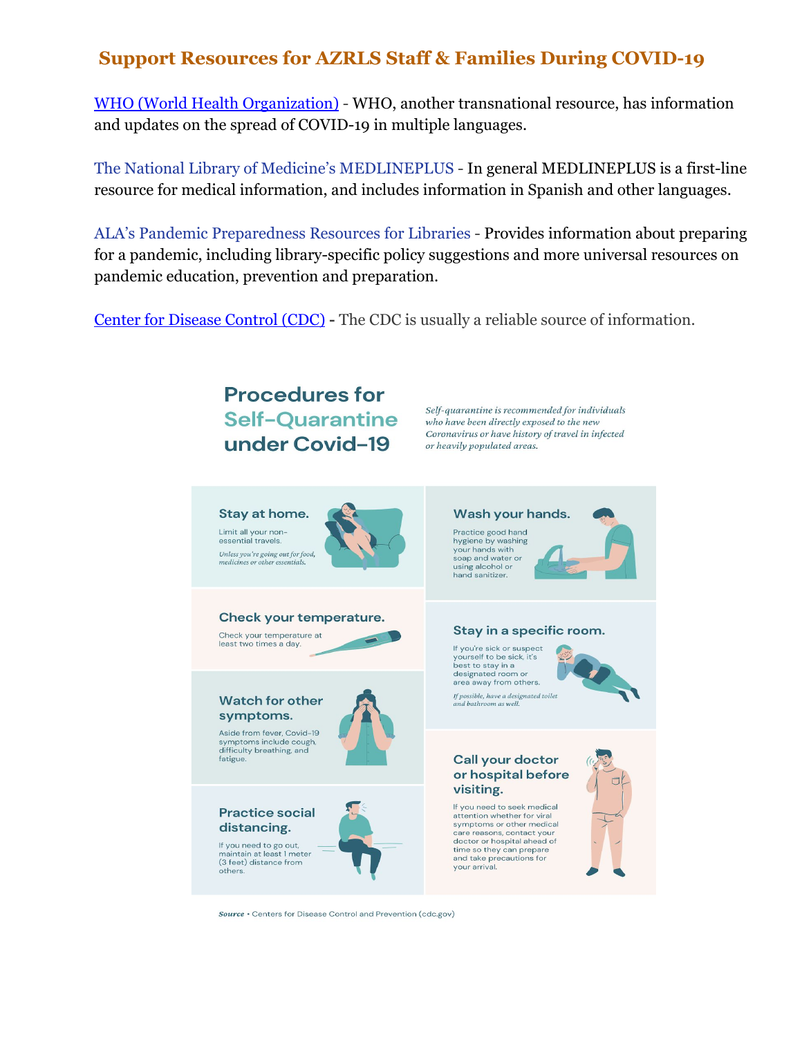## Support Resources for AZRLS Staff & Families During COVID-19

[WHO (World Health Organization)](#) - WHO, another transnational resource, has information and updates on the spread of COVID-19 in multiple languages.

The National Library of Medicine's MEDLINEPLUS - In general MEDLINEPLUS is a first-line resource for medical information, and includes information in Spanish and other languages.

ALA's Pandemic Preparedness Resources for Libraries - Provides information about preparing for a pandemic, including library-specific policy suggestions and more universal resources on pandemic education, prevention and preparation.

[Center for Disease Control (CDC)](#) **-** The CDC is usually a reliable source of information.

### Procedures for Self-Quarantine under Covid-19

*Self-quarantine is recommended for individuals who have been directly exposed to the new Coronavirus or have history of travel in infected or heavily populated areas.*

**Stay at home.**

Limit all your non-essential travels.

*Unless you're going out for food, medicines or other essentials.*

**Wash your hands.**

Practice good hand hygiene by washing your hands with soap and water or using alcohol or hand sanitizer.

**Check your temperature.**

Check your temperature at least two times a day.

**Stay in a specific room.**

If you're sick or suspect yourself to be sick, it's best to stay in a designated room or area away from others.

*If possible, have a designated toilet and bathroom as well.*

**Watch for other symptoms.**

Aside from fever, Covid-19 symptoms include cough, difficulty breathing, and fatigue.

**Call your doctor or hospital before visiting.**

If you need to seek medical attention whether for viral symptoms or other medical care reasons, contact your doctor or hospital ahead of time so they can prepare and take precautions for your arrival.

**Practice social distancing.**

If you need to go out, maintain at least 1 meter (3 feet) distance from others.

*Source* • Centers for Disease Control and Prevention (cdc.gov)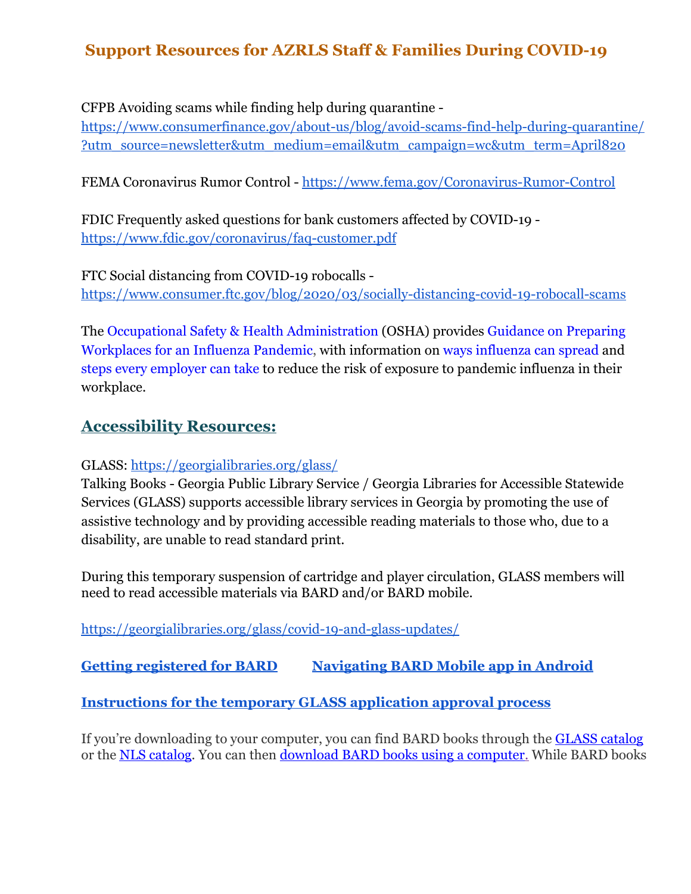## Support Resources for AZRLS Staff & Families During COVID-19

CFPB Avoiding scams while finding help during quarantine - https://www.consumerfinance.gov/about-us/blog/avoid-scams-find-help-during-quarantine/?utm_source=newsletter&utm_medium=email&utm_campaign=wc&utm_term=April820

FEMA Coronavirus Rumor Control - https://www.fema.gov/Coronavirus-Rumor-Control

FDIC Frequently asked questions for bank customers affected by COVID-19 - https://www.fdic.gov/coronavirus/faq-customer.pdf

FTC Social distancing from COVID-19 robocalls - https://www.consumer.ftc.gov/blog/2020/03/socially-distancing-covid-19-robocall-scams

The Occupational Safety & Health Administration (OSHA) provides Guidance on Preparing Workplaces for an Influenza Pandemic, with information on ways influenza can spread and steps every employer can take to reduce the risk of exposure to pandemic influenza in their workplace.

### Accessibility Resources:

GLASS: https://georgialibraries.org/glass/
Talking Books - Georgia Public Library Service / Georgia Libraries for Accessible Statewide Services (GLASS) supports accessible library services in Georgia by promoting the use of assistive technology and by providing accessible reading materials to those who, due to a disability, are unable to read standard print.

During this temporary suspension of cartridge and player circulation, GLASS members will need to read accessible materials via BARD and/or BARD mobile.

https://georgialibraries.org/glass/covid-19-and-glass-updates/

**Getting registered for BARD** **Navigating BARD Mobile app in Android**

**Instructions for the temporary GLASS application approval process**

If you're downloading to your computer, you can find BARD books through the GLASS catalog or the NLS catalog. You can then download BARD books using a computer. While BARD books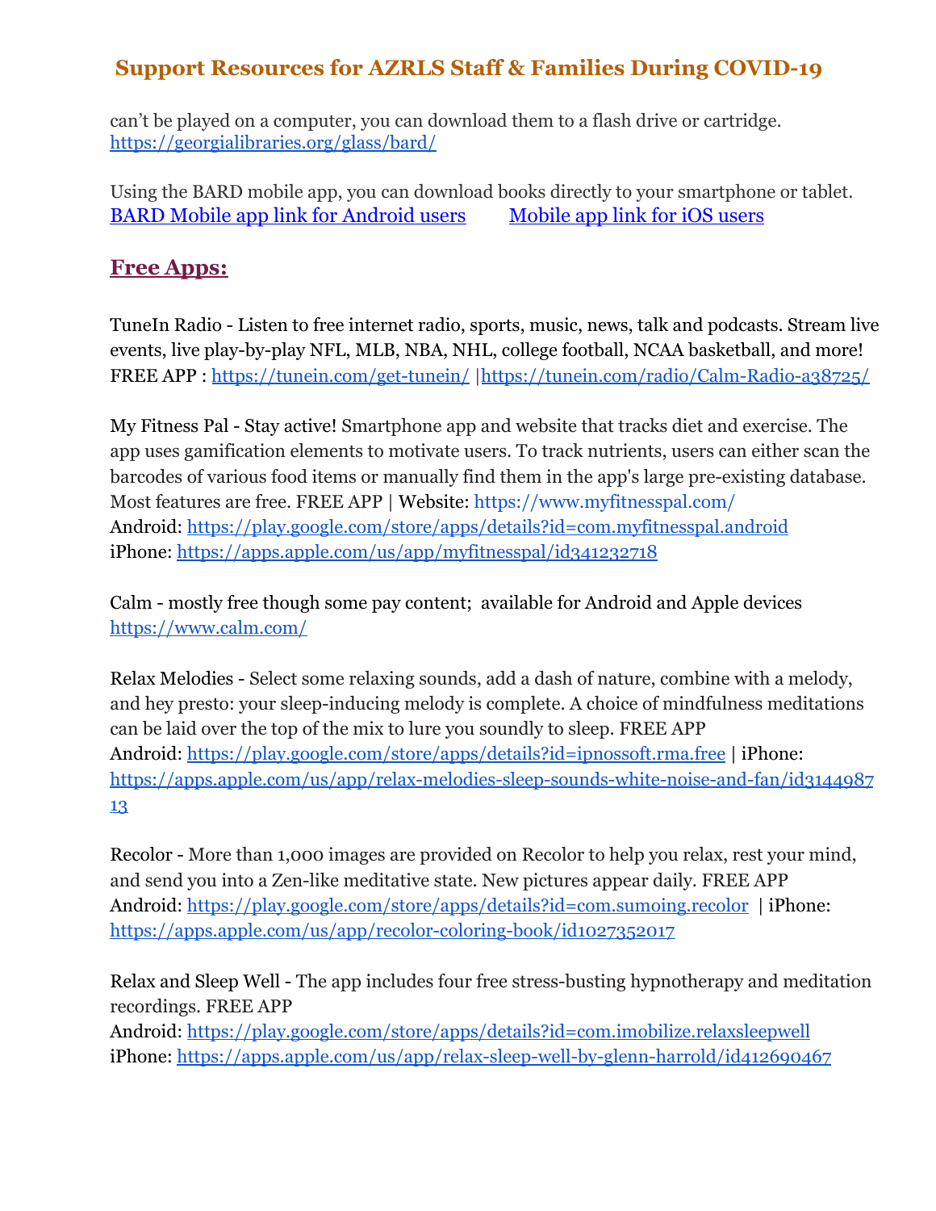can't be played on a computer, you can download them to a flash drive or cartridge. https://georgialibraries.org/glass/bard/

Using the BARD mobile app, you can download books directly to your smartphone or tablet. BARD Mobile app link for Android users    Mobile app link for iOS users

## Free Apps:

TuneIn Radio - Listen to free internet radio, sports, music, news, talk and podcasts. Stream live events, live play-by-play NFL, MLB, NBA, NHL, college football, NCAA basketball, and more! FREE APP : https://tunein.com/get-tunein/ |https://tunein.com/radio/Calm-Radio-a38725/

My Fitness Pal - Stay active! Smartphone app and website that tracks diet and exercise. The app uses gamification elements to motivate users. To track nutrients, users can either scan the barcodes of various food items or manually find them in the app's large pre-existing database. Most features are free. FREE APP | Website: https://www.myfitnesspal.com/
Android: https://play.google.com/store/apps/details?id=com.myfitnesspal.android
iPhone: https://apps.apple.com/us/app/myfitnesspal/id341232718

Calm - mostly free though some pay content; available for Android and Apple devices
https://www.calm.com/

Relax Melodies - Select some relaxing sounds, add a dash of nature, combine with a melody, and hey presto: your sleep-inducing melody is complete. A choice of mindfulness meditations can be laid over the top of the mix to lure you soundly to sleep. FREE APP
Android: https://play.google.com/store/apps/details?id=ipnossoft.rma.free | iPhone: https://apps.apple.com/us/app/relax-melodies-sleep-sounds-white-noise-and-fan/id314498713

Recolor - More than 1,000 images are provided on Recolor to help you relax, rest your mind, and send you into a Zen-like meditative state. New pictures appear daily. FREE APP
Android: https://play.google.com/store/apps/details?id=com.sumoing.recolor | iPhone: https://apps.apple.com/us/app/recolor-coloring-book/id1027352017

Relax and Sleep Well - The app includes four free stress-busting hypnotherapy and meditation recordings. FREE APP
Android: https://play.google.com/store/apps/details?id=com.imobilize.relaxsleepwell
iPhone: https://apps.apple.com/us/app/relax-sleep-well-by-glenn-harrold/id412690467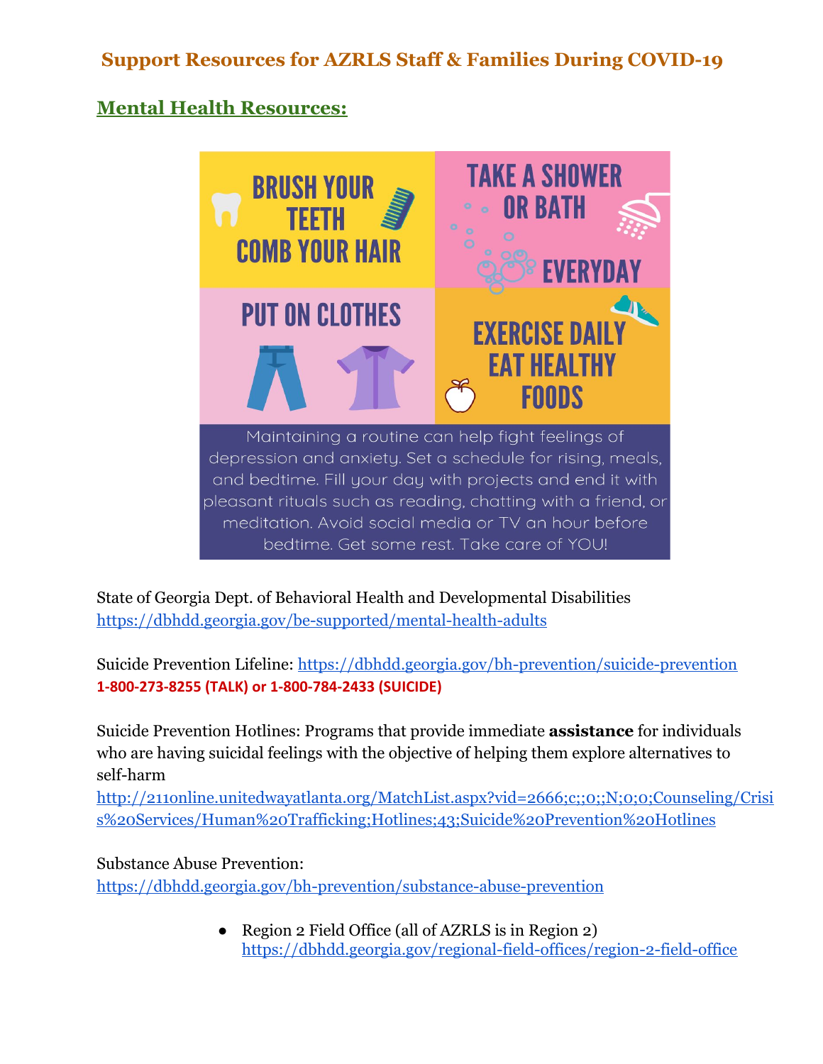# Support Resources for AZRLS Staff & Families During COVID-19

## Mental Health Resources:

BRUSH YOUR TEETH
COMB YOUR HAIR

TAKE A SHOWER OR BATH
EVERYDAY

PUT ON CLOTHES

EXERCISE DAILY
EAT HEALTHY FOODS

Maintaining a routine can help fight feelings of depression and anxiety. Set a schedule for rising, meals, and bedtime. Fill your day with projects and end it with pleasant rituals such as reading, chatting with a friend, or meditation. Avoid social media or TV an hour before bedtime. Get some rest. Take care of YOU!

State of Georgia Dept. of Behavioral Health and Developmental Disabilities
https://dbhdd.georgia.gov/be-supported/mental-health-adults

Suicide Prevention Lifeline: https://dbhdd.georgia.gov/bh-prevention/suicide-prevention
**1-800-273-8255 (TALK) or 1-800-784-2433 (SUICIDE)**

Suicide Prevention Hotlines: Programs that provide immediate **assistance** for individuals who are having suicidal feelings with the objective of helping them explore alternatives to self-harm
http://211online.unitedwayatlanta.org/MatchList.aspx?vid=2666;c;;0;;N;0;0;Counseling/Crisis%20Services/Human%20Trafficking;Hotlines;43;Suicide%20Prevention%20Hotlines

Substance Abuse Prevention:
https://dbhdd.georgia.gov/bh-prevention/substance-abuse-prevention

- Region 2 Field Office (all of AZRLS is in Region 2)
  https://dbhdd.georgia.gov/regional-field-offices/region-2-field-office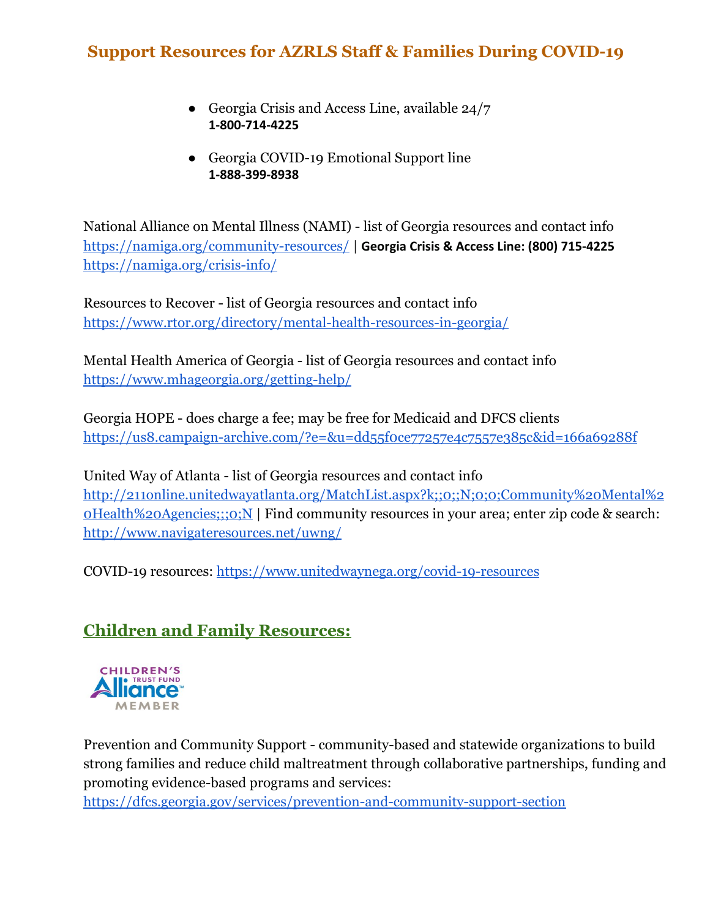## Support Resources for AZRLS Staff & Families During COVID-19

- Georgia Crisis and Access Line, available 24/7
  **1-800-714-4225**

- Georgia COVID-19 Emotional Support line
  **1-888-399-8938**

National Alliance on Mental Illness (NAMI) - list of Georgia resources and contact info
https://namiga.org/community-resources/ | **Georgia Crisis & Access Line: (800) 715-4225**
https://namiga.org/crisis-info/

Resources to Recover - list of Georgia resources and contact info
https://www.rtor.org/directory/mental-health-resources-in-georgia/

Mental Health America of Georgia - list of Georgia resources and contact info
https://www.mhageorgia.org/getting-help/

Georgia HOPE - does charge a fee; may be free for Medicaid and DFCS clients
https://us8.campaign-archive.com/?e=&u=dd55f0ce77257e4c7557e385c&id=166a69288f

United Way of Atlanta - list of Georgia resources and contact info
http://211online.unitedwayatlanta.org/MatchList.aspx?k;;0;;N;0;0;Community%20Mental%20Health%20Agencies;;;0;N | Find community resources in your area; enter zip code & search: http://www.navigateresources.net/uwng/

COVID-19 resources: https://www.unitedwaynega.org/covid-19-resources

## Children and Family Resources:

Prevention and Community Support - community-based and statewide organizations to build strong families and reduce child maltreatment through collaborative partnerships, funding and promoting evidence-based programs and services:
https://dfcs.georgia.gov/services/prevention-and-community-support-section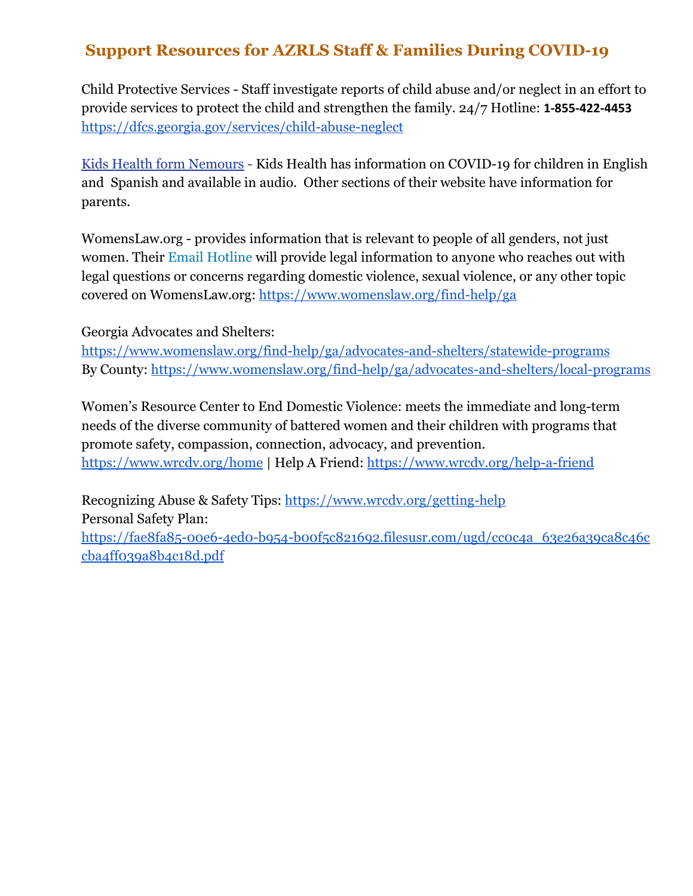## Support Resources for AZRLS Staff & Families During COVID-19

Child Protective Services - Staff investigate reports of child abuse and/or neglect in an effort to provide services to protect the child and strengthen the family. 24/7 Hotline: **1-855-422-4453**
https://dfcs.georgia.gov/services/child-abuse-neglect

Kids Health form Nemours - Kids Health has information on COVID-19 for children in English and Spanish and available in audio. Other sections of their website have information for parents.

WomensLaw.org - provides information that is relevant to people of all genders, not just women. Their Email Hotline will provide legal information to anyone who reaches out with legal questions or concerns regarding domestic violence, sexual violence, or any other topic covered on WomensLaw.org: https://www.womenslaw.org/find-help/ga

Georgia Advocates and Shelters:
https://www.womenslaw.org/find-help/ga/advocates-and-shelters/statewide-programs
By County: https://www.womenslaw.org/find-help/ga/advocates-and-shelters/local-programs

Women's Resource Center to End Domestic Violence: meets the immediate and long-term needs of the diverse community of battered women and their children with programs that promote safety, compassion, connection, advocacy, and prevention.
https://www.wrcdv.org/home | Help A Friend: https://www.wrcdv.org/help-a-friend

Recognizing Abuse & Safety Tips: https://www.wrcdv.org/getting-help
Personal Safety Plan:
https://fae8fa85-00e6-4ed0-b954-b00f5c821692.filesusr.com/ugd/cc0c4a_63e26a39ca8c46ccba4ff039a8b4c18d.pdf